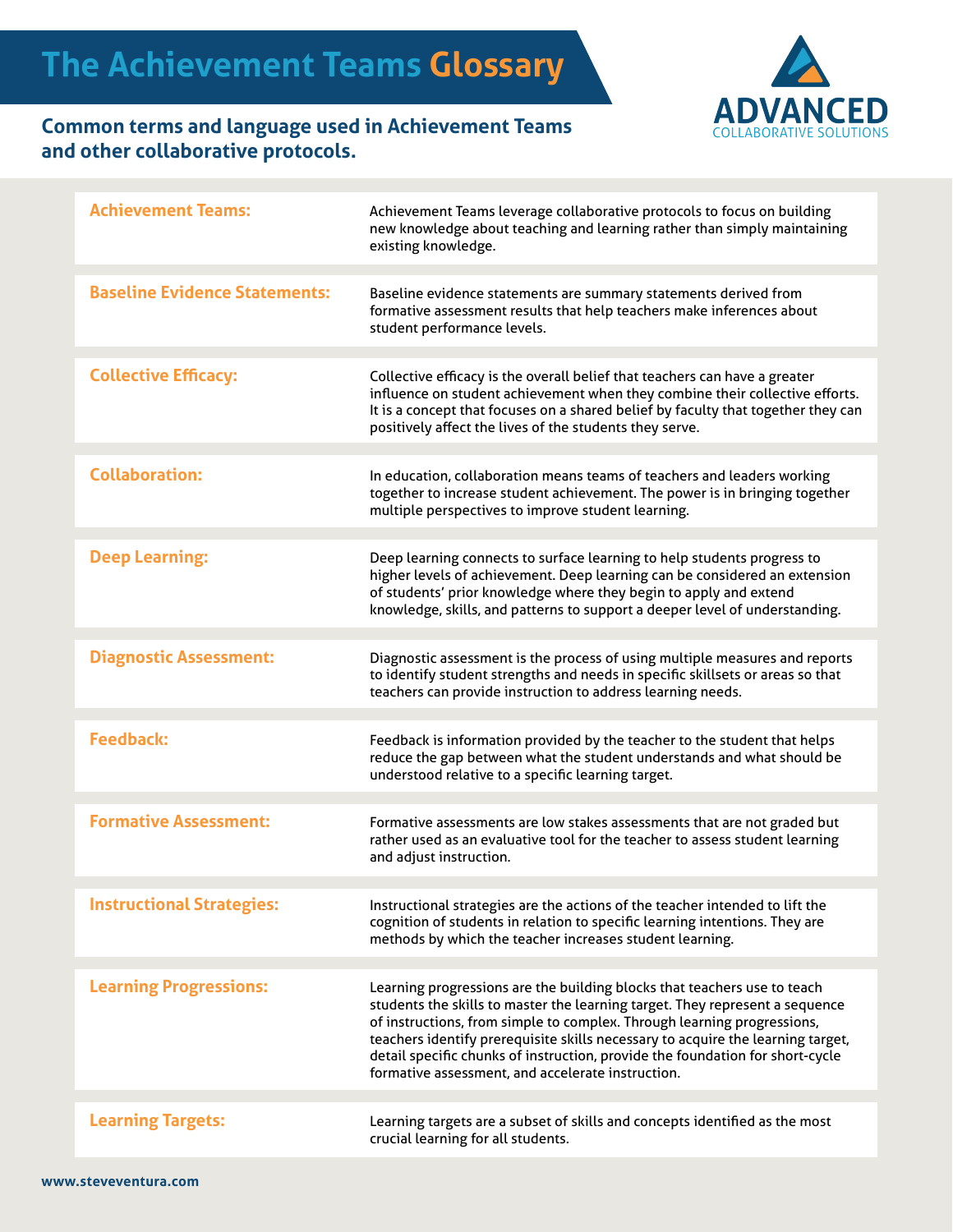# The Achievement Teams Glossary

**Common terms and language used in Achievement Teams and other collaborative protocols.**

ADVANCED
COLLABORATIVE SOLUTIONS

| Term | Definition |
| --- | --- |
| **Achievement Teams:** | Achievement Teams leverage collaborative protocols to focus on building new knowledge about teaching and learning rather than simply maintaining existing knowledge. |
| **Baseline Evidence Statements:** | Baseline evidence statements are summary statements derived from formative assessment results that help teachers make inferences about student performance levels. |
| **Collective Efficacy:** | Collective efficacy is the overall belief that teachers can have a greater influence on student achievement when they combine their collective efforts. It is a concept that focuses on a shared belief by faculty that together they can positively affect the lives of the students they serve. |
| **Collaboration:** | In education, collaboration means teams of teachers and leaders working together to increase student achievement. The power is in bringing together multiple perspectives to improve student learning. |
| **Deep Learning:** | Deep learning connects to surface learning to help students progress to higher levels of achievement. Deep learning can be considered an extension of students' prior knowledge where they begin to apply and extend knowledge, skills, and patterns to support a deeper level of understanding. |
| **Diagnostic Assessment:** | Diagnostic assessment is the process of using multiple measures and reports to identify student strengths and needs in specific skillsets or areas so that teachers can provide instruction to address learning needs. |
| **Feedback:** | Feedback is information provided by the teacher to the student that helps reduce the gap between what the student understands and what should be understood relative to a specific learning target. |
| **Formative Assessment:** | Formative assessments are low stakes assessments that are not graded but rather used as an evaluative tool for the teacher to assess student learning and adjust instruction. |
| **Instructional Strategies:** | Instructional strategies are the actions of the teacher intended to lift the cognition of students in relation to specific learning intentions. They are methods by which the teacher increases student learning. |
| **Learning Progressions:** | Learning progressions are the building blocks that teachers use to teach students the skills to master the learning target. They represent a sequence of instructions, from simple to complex. Through learning progressions, teachers identify prerequisite skills necessary to acquire the learning target, detail specific chunks of instruction, provide the foundation for short-cycle formative assessment, and accelerate instruction. |
| **Learning Targets:** | Learning targets are a subset of skills and concepts identified as the most crucial learning for all students. |

www.steveventura.com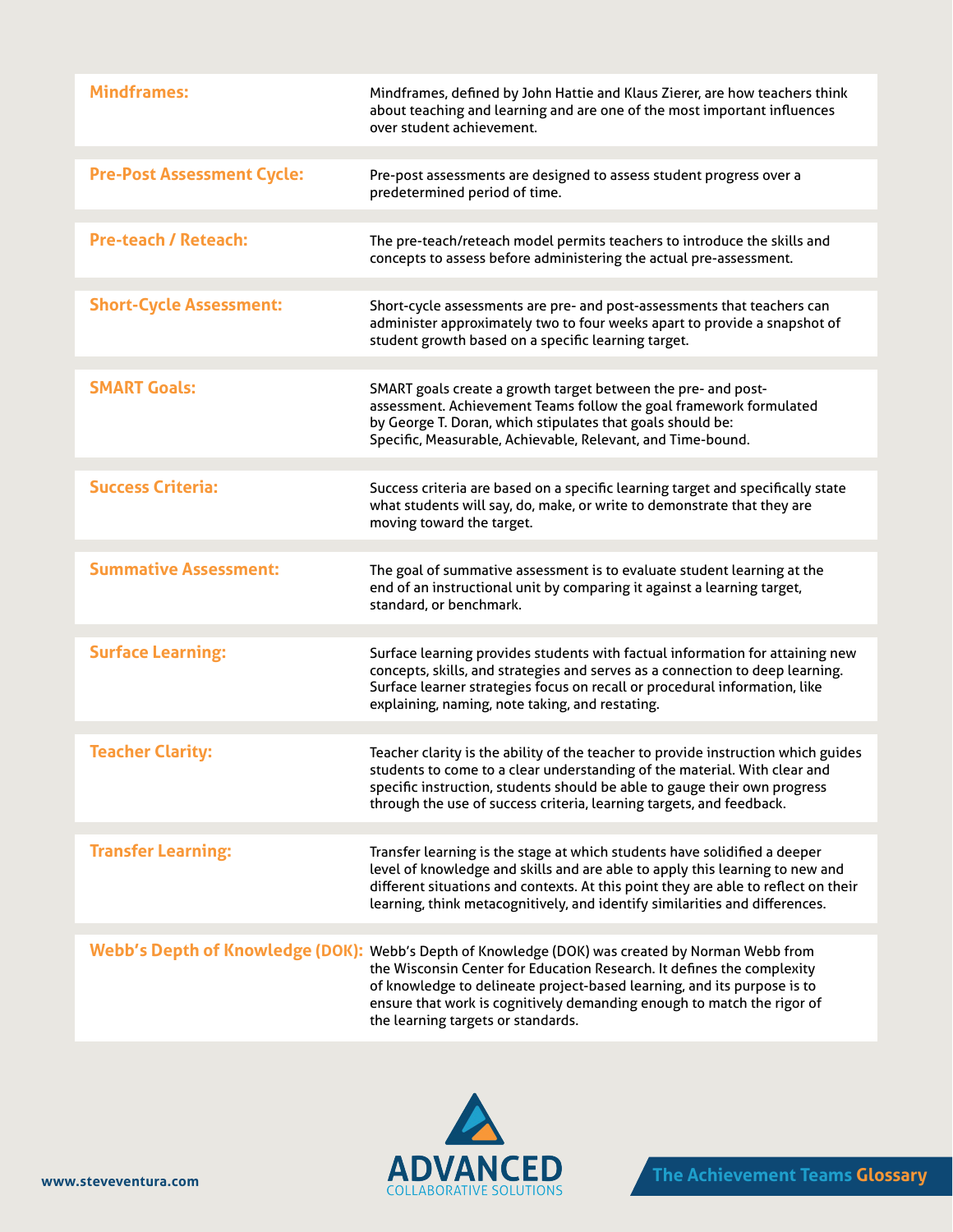| | |
|---|---|
| **Mindframes:** | Mindframes, defined by John Hattie and Klaus Zierer, are how teachers think about teaching and learning and are one of the most important influences over student achievement. |
| **Pre-Post Assessment Cycle:** | Pre-post assessments are designed to assess student progress over a predetermined period of time. |
| **Pre-teach / Reteach:** | The pre-teach/reteach model permits teachers to introduce the skills and concepts to assess before administering the actual pre-assessment. |
| **Short-Cycle Assessment:** | Short-cycle assessments are pre- and post-assessments that teachers can administer approximately two to four weeks apart to provide a snapshot of student growth based on a specific learning target. |
| **SMART Goals:** | SMART goals create a growth target between the pre- and post-assessment. Achievement Teams follow the goal framework formulated by George T. Doran, which stipulates that goals should be: Specific, Measurable, Achievable, Relevant, and Time-bound. |
| **Success Criteria:** | Success criteria are based on a specific learning target and specifically state what students will say, do, make, or write to demonstrate that they are moving toward the target. |
| **Summative Assessment:** | The goal of summative assessment is to evaluate student learning at the end of an instructional unit by comparing it against a learning target, standard, or benchmark. |
| **Surface Learning:** | Surface learning provides students with factual information for attaining new concepts, skills, and strategies and serves as a connection to deep learning. Surface learner strategies focus on recall or procedural information, like explaining, naming, note taking, and restating. |
| **Teacher Clarity:** | Teacher clarity is the ability of the teacher to provide instruction which guides students to come to a clear understanding of the material. With clear and specific instruction, students should be able to gauge their own progress through the use of success criteria, learning targets, and feedback. |
| **Transfer Learning:** | Transfer learning is the stage at which students have solidified a deeper level of knowledge and skills and are able to apply this learning to new and different situations and contexts. At this point they are able to reflect on their learning, think metacognitively, and identify similarities and differences. |
| **Webb's Depth of Knowledge (DOK):** | Webb's Depth of Knowledge (DOK) was created by Norman Webb from the Wisconsin Center for Education Research. It defines the complexity of knowledge to delineate project-based learning, and its purpose is to ensure that work is cognitively demanding enough to match the rigor of the learning targets or standards. |

www.steveventura.com

ADVANCED COLLABORATIVE SOLUTIONS

The Achievement Teams Glossary